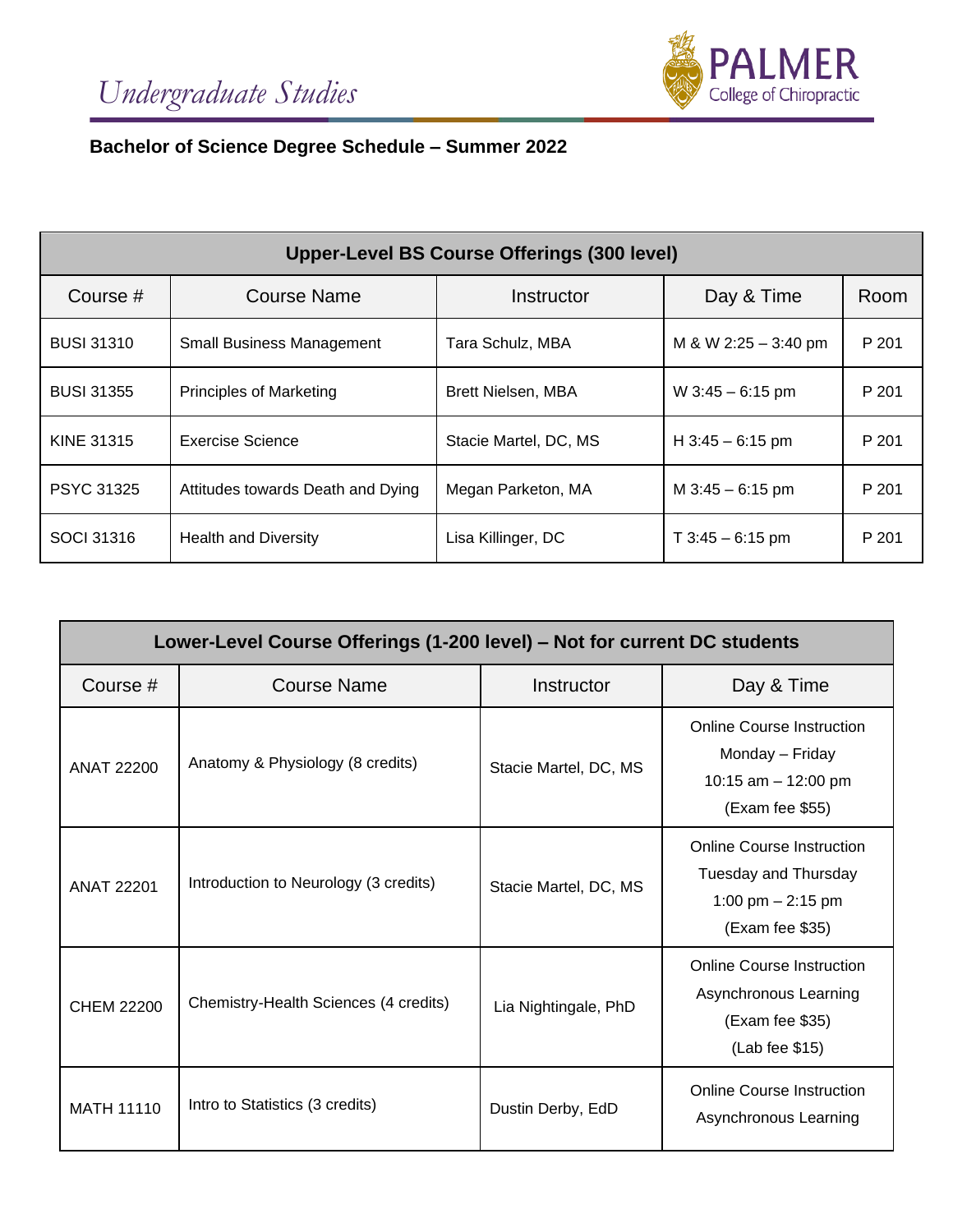*Undergraduate Studies*

PALMER College of Chiropractic

**Bachelor of Science Degree Schedule – Summer 2022**

| Upper-Level BS Course Offerings (300 level) | | | | |
|---|---|---|---|---|
| Course # | Course Name | Instructor | Day & Time | Room |
| BUSI 31310 | Small Business Management | Tara Schulz, MBA | M & W 2:25 – 3:40 pm | P 201 |
| BUSI 31355 | Principles of Marketing | Brett Nielsen, MBA | W 3:45 – 6:15 pm | P 201 |
| KINE 31315 | Exercise Science | Stacie Martel, DC, MS | H 3:45 – 6:15 pm | P 201 |
| PSYC 31325 | Attitudes towards Death and Dying | Megan Parketon, MA | M 3:45 – 6:15 pm | P 201 |
| SOCI 31316 | Health and Diversity | Lisa Killinger, DC | T 3:45 – 6:15 pm | P 201 |

| Lower-Level Course Offerings (1-200 level) – Not for current DC students | | | |
|---|---|---|---|
| Course # | Course Name | Instructor | Day & Time |
| ANAT 22200 | Anatomy & Physiology (8 credits) | Stacie Martel, DC, MS | Online Course Instruction<br>Monday – Friday<br>10:15 am – 12:00 pm<br>(Exam fee $55) |
| ANAT 22201 | Introduction to Neurology (3 credits) | Stacie Martel, DC, MS | Online Course Instruction<br>Tuesday and Thursday<br>1:00 pm – 2:15 pm<br>(Exam fee $35) |
| CHEM 22200 | Chemistry-Health Sciences (4 credits) | Lia Nightingale, PhD | Online Course Instruction<br>Asynchronous Learning<br>(Exam fee $35)<br>(Lab fee $15) |
| MATH 11110 | Intro to Statistics (3 credits) | Dustin Derby, EdD | Online Course Instruction<br>Asynchronous Learning |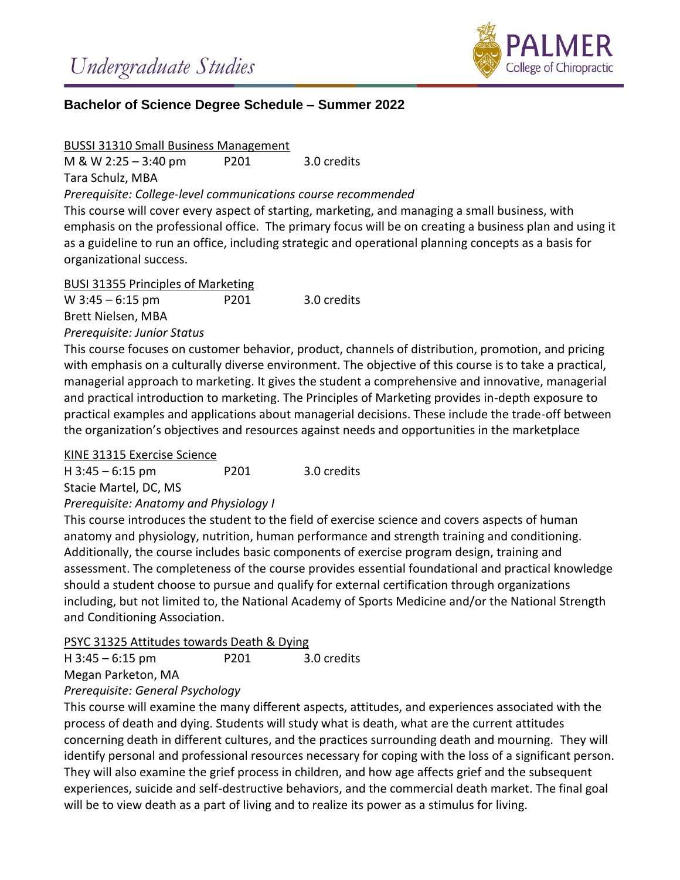Undergraduate Studies

PALMER College of Chiropractic

## Bachelor of Science Degree Schedule – Summer 2022

BUSSI 31310 Small Business Management
M & W 2:25 – 3:40 pm P201 3.0 credits
Tara Schulz, MBA
*Prerequisite: College-level communications course recommended*
This course will cover every aspect of starting, marketing, and managing a small business, with emphasis on the professional office. The primary focus will be on creating a business plan and using it as a guideline to run an office, including strategic and operational planning concepts as a basis for organizational success.

BUSI 31355 Principles of Marketing
W 3:45 – 6:15 pm P201 3.0 credits
Brett Nielsen, MBA
*Prerequisite: Junior Status*
This course focuses on customer behavior, product, channels of distribution, promotion, and pricing with emphasis on a culturally diverse environment. The objective of this course is to take a practical, managerial approach to marketing. It gives the student a comprehensive and innovative, managerial and practical introduction to marketing. The Principles of Marketing provides in-depth exposure to practical examples and applications about managerial decisions. These include the trade-off between the organization's objectives and resources against needs and opportunities in the marketplace

KINE 31315 Exercise Science
H 3:45 – 6:15 pm P201 3.0 credits
Stacie Martel, DC, MS
*Prerequisite: Anatomy and Physiology I*
This course introduces the student to the field of exercise science and covers aspects of human anatomy and physiology, nutrition, human performance and strength training and conditioning. Additionally, the course includes basic components of exercise program design, training and assessment. The completeness of the course provides essential foundational and practical knowledge should a student choose to pursue and qualify for external certification through organizations including, but not limited to, the National Academy of Sports Medicine and/or the National Strength and Conditioning Association.

PSYC 31325 Attitudes towards Death & Dying
H 3:45 – 6:15 pm P201 3.0 credits
Megan Parketon, MA
*Prerequisite: General Psychology*
This course will examine the many different aspects, attitudes, and experiences associated with the process of death and dying. Students will study what is death, what are the current attitudes concerning death in different cultures, and the practices surrounding death and mourning. They will identify personal and professional resources necessary for coping with the loss of a significant person. They will also examine the grief process in children, and how age affects grief and the subsequent experiences, suicide and self-destructive behaviors, and the commercial death market. The final goal will be to view death as a part of living and to realize its power as a stimulus for living.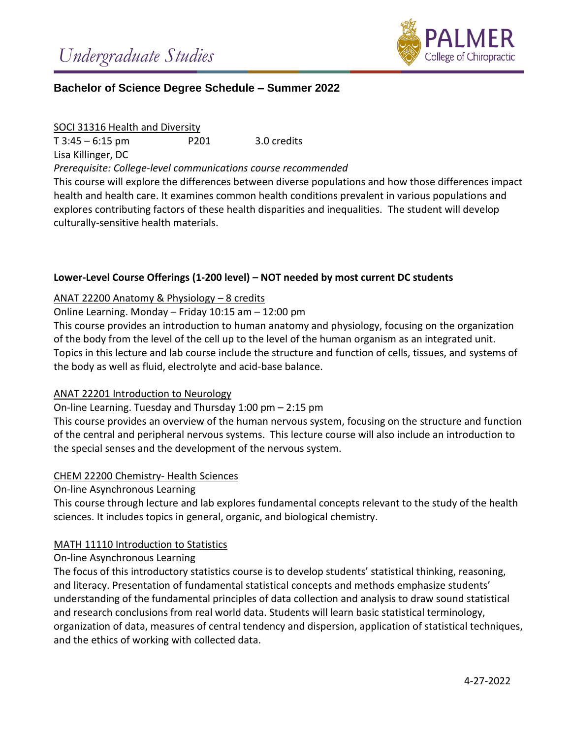SOCI 31316 Health and Diversity

T 3:45 – 6:15 pm P201 3.0 credits

Lisa Killinger, DC

*Prerequisite: College-level communications course recommended*

This course will explore the differences between diverse populations and how those differences impact health and health care. It examines common health conditions prevalent in various populations and explores contributing factors of these health disparities and inequalities. The student will develop culturally-sensitive health materials.

**Lower-Level Course Offerings (1-200 level) – NOT needed by most current DC students**

ANAT 22200 Anatomy & Physiology – 8 credits

Online Learning. Monday – Friday 10:15 am – 12:00 pm

This course provides an introduction to human anatomy and physiology, focusing on the organization of the body from the level of the cell up to the level of the human organism as an integrated unit. Topics in this lecture and lab course include the structure and function of cells, tissues, and systems of the body as well as fluid, electrolyte and acid-base balance.

ANAT 22201 Introduction to Neurology

On-line Learning. Tuesday and Thursday 1:00 pm – 2:15 pm

This course provides an overview of the human nervous system, focusing on the structure and function of the central and peripheral nervous systems. This lecture course will also include an introduction to the special senses and the development of the nervous system.

CHEM 22200 Chemistry- Health Sciences

On-line Asynchronous Learning

This course through lecture and lab explores fundamental concepts relevant to the study of the health sciences. It includes topics in general, organic, and biological chemistry.

MATH 11110 Introduction to Statistics

On-line Asynchronous Learning

The focus of this introductory statistics course is to develop students' statistical thinking, reasoning, and literacy. Presentation of fundamental statistical concepts and methods emphasize students' understanding of the fundamental principles of data collection and analysis to draw sound statistical and research conclusions from real world data. Students will learn basic statistical terminology, organization of data, measures of central tendency and dispersion, application of statistical techniques, and the ethics of working with collected data.

4-27-2022